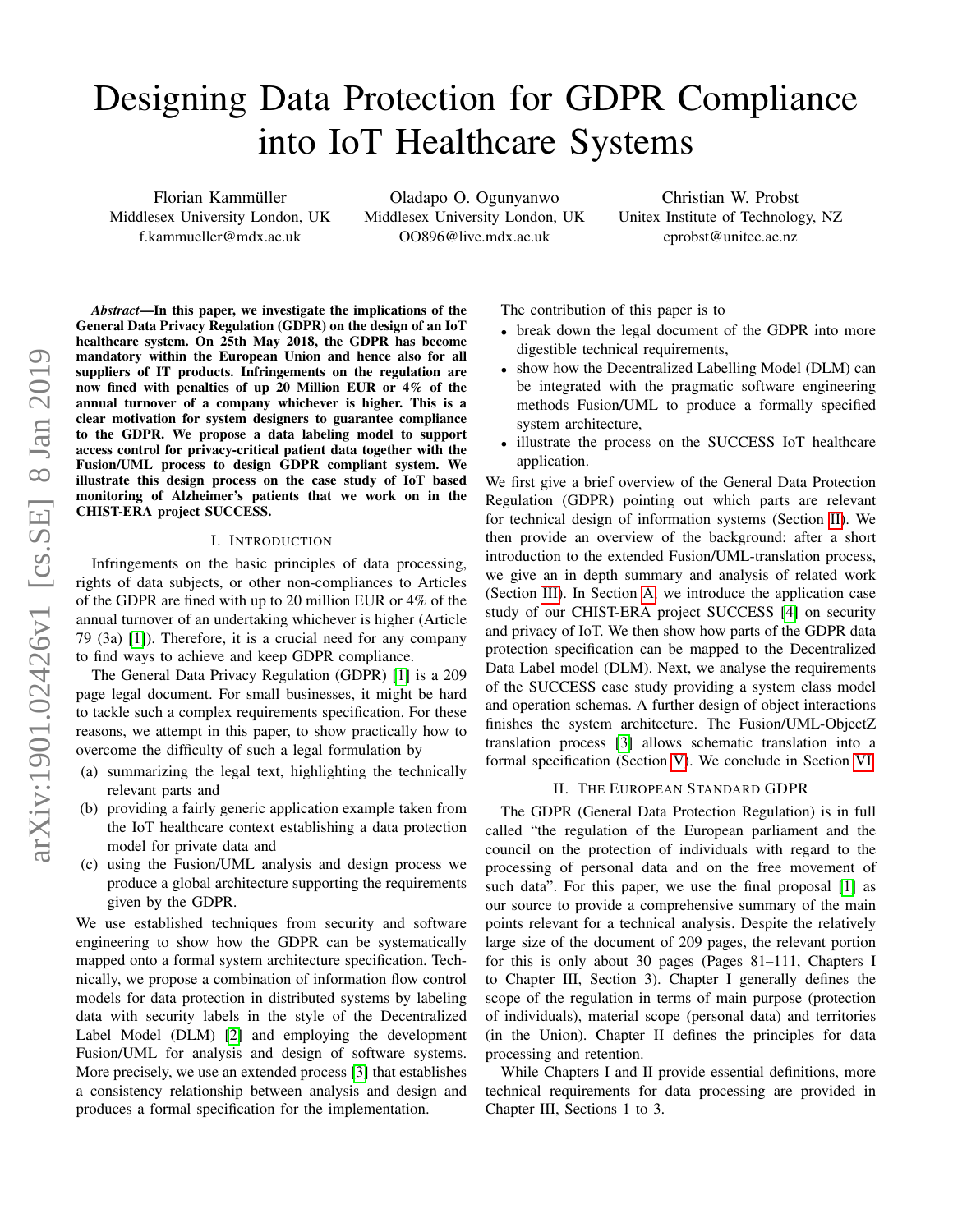# Designing Data Protection for GDPR Compliance into IoT Healthcare Systems

Florian Kammüller
Middlesex University London, UK
f.kammueller@mdx.ac.uk

Oladapo O. Ogunyanwo
Middlesex University London, UK
OO896@live.mdx.ac.uk

Christian W. Probst
Unitex Institute of Technology, NZ
cprobst@unitec.ac.nz

***Abstract*—In this paper, we investigate the implications of the General Data Privacy Regulation (GDPR) on the design of an IoT healthcare system. On 25th May 2018, the GDPR has become mandatory within the European Union and hence also for all suppliers of IT products. Infringements on the regulation are now fined with penalties of up 20 Million EUR or 4% of the annual turnover of a company whichever is higher. This is a clear motivation for system designers to guarantee compliance to the GDPR. We propose a data labeling model to support access control for privacy-critical patient data together with the Fusion/UML process to design GDPR compliant system. We illustrate this design process on the case study of IoT based monitoring of Alzheimer's patients that we work on in the CHIST-ERA project SUCCESS.**

## I. Introduction

Infringements on the basic principles of data processing, rights of data subjects, or other non-compliances to Articles of the GDPR are fined with up to 20 million EUR or 4% of the annual turnover of an undertaking whichever is higher (Article 79 (3a) [1]). Therefore, it is a crucial need for any company to find ways to achieve and keep GDPR compliance.

The General Data Privacy Regulation (GDPR) [1] is a 209 page legal document. For small businesses, it might be hard to tackle such a complex requirements specification. For these reasons, we attempt in this paper, to show practically how to overcome the difficulty of such a legal formulation by

(a) summarizing the legal text, highlighting the technically relevant parts and
(b) providing a fairly generic application example taken from the IoT healthcare context establishing a data protection model for private data and
(c) using the Fusion/UML analysis and design process we produce a global architecture supporting the requirements given by the GDPR.

We use established techniques from security and software engineering to show how the GDPR can be systematically mapped onto a formal system architecture specification. Technically, we propose a combination of information flow control models for data protection in distributed systems by labeling data with security labels in the style of the Decentralized Label Model (DLM) [2] and employing the development Fusion/UML for analysis and design of software systems. More precisely, we use an extended process [3] that establishes a consistency relationship between analysis and design and produces a formal specification for the implementation.

The contribution of this paper is to

- break down the legal document of the GDPR into more digestible technical requirements,
- show how the Decentralized Labelling Model (DLM) can be integrated with the pragmatic software engineering methods Fusion/UML to produce a formally specified system architecture,
- illustrate the process on the SUCCESS IoT healthcare application.

We first give a brief overview of the General Data Protection Regulation (GDPR) pointing out which parts are relevant for technical design of information systems (Section II). We then provide an overview of the background: after a short introduction to the extended Fusion/UML-translation process, we give an in depth summary and analysis of related work (Section III). In Section A, we introduce the application case study of our CHIST-ERA project SUCCESS [4] on security and privacy of IoT. We then show how parts of the GDPR data protection specification can be mapped to the Decentralized Data Label model (DLM). Next, we analyse the requirements of the SUCCESS case study providing a system class model and operation schemas. A further design of object interactions finishes the system architecture. The Fusion/UML-ObjectZ translation process [3] allows schematic translation into a formal specification (Section V). We conclude in Section VI.

## II. The European Standard GDPR

The GDPR (General Data Protection Regulation) is in full called "the regulation of the European parliament and the council on the protection of individuals with regard to the processing of personal data and on the free movement of such data". For this paper, we use the final proposal [1] as our source to provide a comprehensive summary of the main points relevant for a technical analysis. Despite the relatively large size of the document of 209 pages, the relevant portion for this is only about 30 pages (Pages 81–111, Chapters I to Chapter III, Section 3). Chapter I generally defines the scope of the regulation in terms of main purpose (protection of individuals), material scope (personal data) and territories (in the Union). Chapter II defines the principles for data processing and retention.

While Chapters I and II provide essential definitions, more technical requirements for data processing are provided in Chapter III, Sections 1 to 3.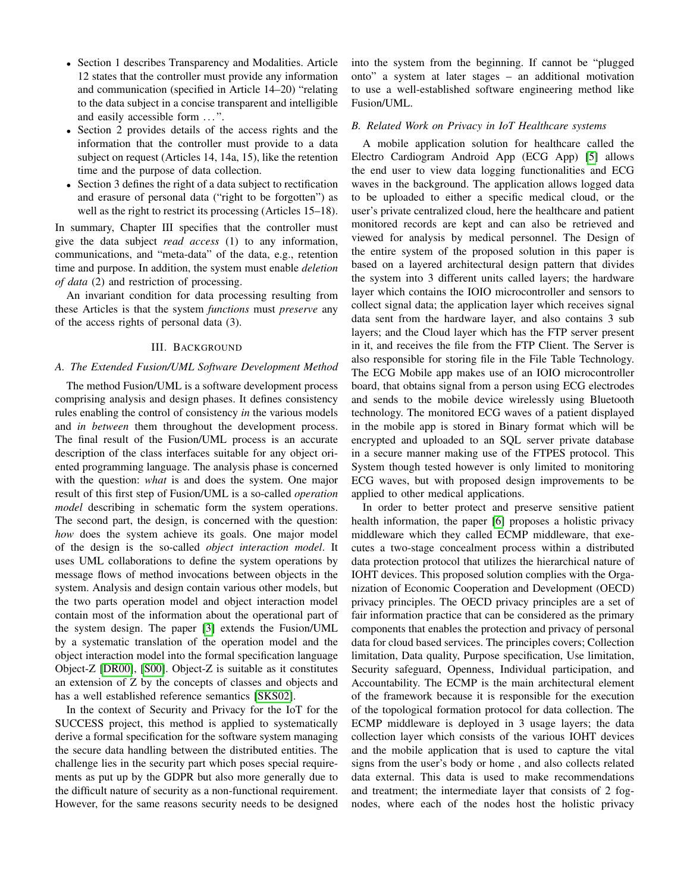- Section 1 describes Transparency and Modalities. Article 12 states that the controller must provide any information and communication (specified in Article 14–20) "relating to the data subject in a concise transparent and intelligible and easily accessible form . . . ".
- Section 2 provides details of the access rights and the information that the controller must provide to a data subject on request (Articles 14, 14a, 15), like the retention time and the purpose of data collection.
- Section 3 defines the right of a data subject to rectification and erasure of personal data ("right to be forgotten") as well as the right to restrict its processing (Articles 15–18).

In summary, Chapter III specifies that the controller must give the data subject *read access* (1) to any information, communications, and "meta-data" of the data, e.g., retention time and purpose. In addition, the system must enable *deletion of data* (2) and restriction of processing.

An invariant condition for data processing resulting from these Articles is that the system *functions* must *preserve* any of the access rights of personal data (3).

## III. Background

### A. The Extended Fusion/UML Software Development Method

The method Fusion/UML is a software development process comprising analysis and design phases. It defines consistency rules enabling the control of consistency *in* the various models and *in between* them throughout the development process. The final result of the Fusion/UML process is an accurate description of the class interfaces suitable for any object oriented programming language. The analysis phase is concerned with the question: *what* is and does the system. One major result of this first step of Fusion/UML is a so-called *operation model* describing in schematic form the system operations. The second part, the design, is concerned with the question: *how* does the system achieve its goals. One major model of the design is the so-called *object interaction model*. It uses UML collaborations to define the system operations by message flows of method invocations between objects in the system. Analysis and design contain various other models, but the two parts operation model and object interaction model contain most of the information about the operational part of the system design. The paper [3] extends the Fusion/UML by a systematic translation of the operation model and the object interaction model into the formal specification language Object-Z [DR00], [S00]. Object-Z is suitable as it constitutes an extension of Z by the concepts of classes and objects and has a well established reference semantics [SKS02].

In the context of Security and Privacy for the IoT for the SUCCESS project, this method is applied to systematically derive a formal specification for the software system managing the secure data handling between the distributed entities. The challenge lies in the security part which poses special requirements as put up by the GDPR but also more generally due to the difficult nature of security as a non-functional requirement. However, for the same reasons security needs to be designed into the system from the beginning. If cannot be "plugged onto" a system at later stages – an additional motivation to use a well-established software engineering method like Fusion/UML.

### B. Related Work on Privacy in IoT Healthcare systems

A mobile application solution for healthcare called the Electro Cardiogram Android App (ECG App) [5] allows the end user to view data logging functionalities and ECG waves in the background. The application allows logged data to be uploaded to either a specific medical cloud, or the user's private centralized cloud, here the healthcare and patient monitored records are kept and can also be retrieved and viewed for analysis by medical personnel. The Design of the entire system of the proposed solution in this paper is based on a layered architectural design pattern that divides the system into 3 different units called layers; the hardware layer which contains the IOIO microcontroller and sensors to collect signal data; the application layer which receives signal data sent from the hardware layer, and also contains 3 sub layers; and the Cloud layer which has the FTP server present in it, and receives the file from the FTP Client. The Server is also responsible for storing file in the File Table Technology. The ECG Mobile app makes use of an IOIO microcontroller board, that obtains signal from a person using ECG electrodes and sends to the mobile device wirelessly using Bluetooth technology. The monitored ECG waves of a patient displayed in the mobile app is stored in Binary format which will be encrypted and uploaded to an SQL server private database in a secure manner making use of the FTPES protocol. This System though tested however is only limited to monitoring ECG waves, but with proposed design improvements to be applied to other medical applications.

In order to better protect and preserve sensitive patient health information, the paper [6] proposes a holistic privacy middleware which they called ECMP middleware, that executes a two-stage concealment process within a distributed data protection protocol that utilizes the hierarchical nature of IOHT devices. This proposed solution complies with the Organization of Economic Cooperation and Development (OECD) privacy principles. The OECD privacy principles are a set of fair information practice that can be considered as the primary components that enables the protection and privacy of personal data for cloud based services. The principles covers; Collection limitation, Data quality, Purpose specification, Use limitation, Security safeguard, Openness, Individual participation, and Accountability. The ECMP is the main architectural element of the framework because it is responsible for the execution of the topological formation protocol for data collection. The ECMP middleware is deployed in 3 usage layers; the data collection layer which consists of the various IOHT devices and the mobile application that is used to capture the vital signs from the user's body or home , and also collects related data external. This data is used to make recommendations and treatment; the intermediate layer that consists of 2 fog-nodes, where each of the nodes host the holistic privacy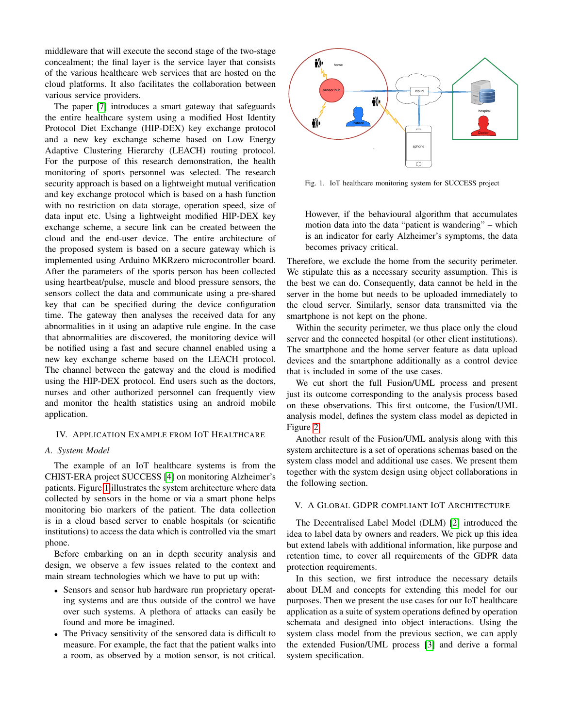middleware that will execute the second stage of the two-stage concealment; the final layer is the service layer that consists of the various healthcare web services that are hosted on the cloud platforms. It also facilitates the collaboration between various service providers.

The paper [7] introduces a smart gateway that safeguards the entire healthcare system using a modified Host Identity Protocol Diet Exchange (HIP-DEX) key exchange protocol and a new key exchange scheme based on Low Energy Adaptive Clustering Hierarchy (LEACH) routing protocol. For the purpose of this research demonstration, the health monitoring of sports personnel was selected. The research security approach is based on a lightweight mutual verification and key exchange protocol which is based on a hash function with no restriction on data storage, operation speed, size of data input etc. Using a lightweight modified HIP-DEX key exchange scheme, a secure link can be created between the cloud and the end-user device. The entire architecture of the proposed system is based on a secure gateway which is implemented using Arduino MKRzero microcontroller board. After the parameters of the sports person has been collected using heartbeat/pulse, muscle and blood pressure sensors, the sensors collect the data and communicate using a pre-shared key that can be specified during the device configuration time. The gateway then analyses the received data for any abnormalities in it using an adaptive rule engine. In the case that abnormalities are discovered, the monitoring device will be notified using a fast and secure channel enabled using a new key exchange scheme based on the LEACH protocol. The channel between the gateway and the cloud is modified using the HIP-DEX protocol. End users such as the doctors, nurses and other authorized personnel can frequently view and monitor the health statistics using an android mobile application.

## IV. Application Example from IoT Healthcare

### A. System Model

The example of an IoT healthcare systems is from the CHIST-ERA project SUCCESS [4] on monitoring Alzheimer's patients. Figure 1 illustrates the system architecture where data collected by sensors in the home or via a smart phone helps monitoring bio markers of the patient. The data collection is in a cloud based server to enable hospitals (or scientific institutions) to access the data which is controlled via the smart phone.

Before embarking on an in depth security analysis and design, we observe a few issues related to the context and main stream technologies which we have to put up with:

- Sensors and sensor hub hardware run proprietary operating systems and are thus outside of the control we have over such systems. A plethora of attacks can easily be found and more be imagined.
- The Privacy sensitivity of the sensored data is difficult to measure. For example, the fact that the patient walks into a room, as observed by a motion sensor, is not critical.

  However, if the behavioural algorithm that accumulates motion data into the data "patient is wandering" – which is an indicator for early Alzheimer's symptoms, the data becomes privacy critical.

Fig. 1. IoT healthcare monitoring system for SUCCESS project

Therefore, we exclude the home from the security perimeter. We stipulate this as a necessary security assumption. This is the best we can do. Consequently, data cannot be held in the server in the home but needs to be uploaded immediately to the cloud server. Similarly, sensor data transmitted via the smartphone is not kept on the phone.

Within the security perimeter, we thus place only the cloud server and the connected hospital (or other client institutions). The smartphone and the home server feature as data upload devices and the smartphone additionally as a control device that is included in some of the use cases.

We cut short the full Fusion/UML process and present just its outcome corresponding to the analysis process based on these observations. This first outcome, the Fusion/UML analysis model, defines the system class model as depicted in Figure 2.

Another result of the Fusion/UML analysis along with this system architecture is a set of operations schemas based on the system class model and additional use cases. We present them together with the system design using object collaborations in the following section.

## V. A Global GDPR Compliant IoT Architecture

The Decentralised Label Model (DLM) [2] introduced the idea to label data by owners and readers. We pick up this idea but extend labels with additional information, like purpose and retention time, to cover all requirements of the GDPR data protection requirements.

In this section, we first introduce the necessary details about DLM and concepts for extending this model for our purposes. Then we present the use cases for our IoT healthcare application as a suite of system operations defined by operation schemata and designed into object interactions. Using the system class model from the previous section, we can apply the extended Fusion/UML process [3] and derive a formal system specification.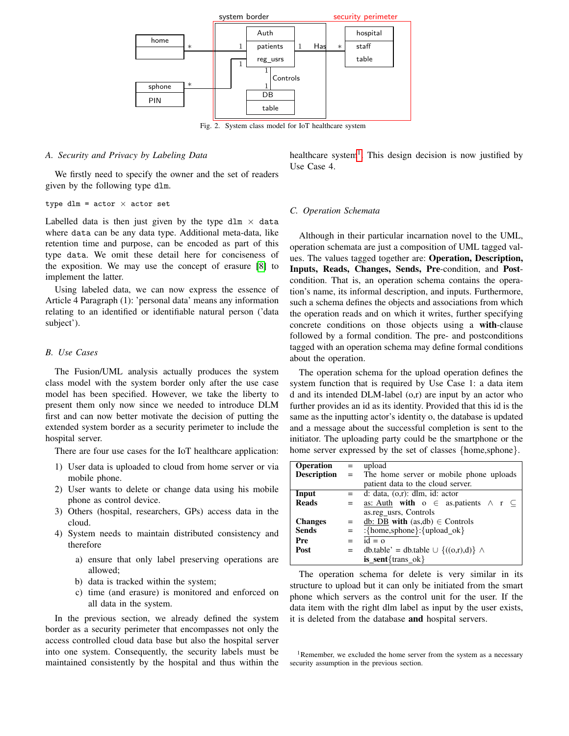Fig. 2. System class model for IoT healthcare system

### A. Security and Privacy by Labeling Data

We firstly need to specify the owner and the set of readers given by the following type dlm.

```
type dlm = actor × actor set
```

Labelled data is then just given by the type dlm × data where data can be any data type. Additional meta-data, like retention time and purpose, can be encoded as part of this type data. We omit these detail here for conciseness of the exposition. We may use the concept of erasure [8] to implement the latter.

Using labeled data, we can now express the essence of Article 4 Paragraph (1): 'personal data' means any information relating to an identified or identifiable natural person ('data subject').

### B. Use Cases

The Fusion/UML analysis actually produces the system class model with the system border only after the use case model has been specified. However, we take the liberty to present them only now since we needed to introduce DLM first and can now better motivate the decision of putting the extended system border as a security perimeter to include the hospital server.

There are four use cases for the IoT healthcare application:

1) User data is uploaded to cloud from home server or via mobile phone.
2) User wants to delete or change data using his mobile phone as control device.
3) Others (hospital, researchers, GPs) access data in the cloud.
4) System needs to maintain distributed consistency and therefore
   a) ensure that only label preserving operations are allowed;
   b) data is tracked within the system;
   c) time (and erasure) is monitored and enforced on all data in the system.

In the previous section, we already defined the system border as a security perimeter that encompasses not only the access controlled cloud data base but also the hospital server into one system. Consequently, the security labels must be maintained consistently by the hospital and thus within the healthcare system[1]. This design decision is now justified by Use Case 4.

### C. Operation Schemata

Although in their particular incarnation novel to the UML, operation schemata are just a composition of UML tagged values. The values tagged together are: **Operation, Description, Inputs, Reads, Changes, Sends, Pre**-condition, and **Post**-condition. That is, an operation schema contains the operation's name, its informal description, and inputs. Furthermore, such a schema defines the objects and associations from which the operation reads and on which it writes, further specifying concrete conditions on those objects using a **with**-clause followed by a formal condition. The pre- and postconditions tagged with an operation schema may define formal conditions about the operation.

The operation schema for the upload operation defines the system function that is required by Use Case 1: a data item d and its intended DLM-label (o,r) are input by an actor who further provides an id as its identity. Provided that this id is the same as the inputting actor's identity o, the database is updated and a message about the successful completion is sent to the initiator. The uploading party could be the smartphone or the home server expressed by the set of classes {home,sphone}.

| | | |
|---|---|---|
| **Operation** | = | upload |
| **Description** | = | The home server or mobile phone uploads patient data to the cloud server. |
| **Input** | = | d: data, (o,r): dlm, id: actor |
| **Reads** | = | as: Auth **with** o ∈ as.patients ∧ r ⊆ as.reg_usrs, Controls |
| **Changes** | = | db: DB **with** (as,db) ∈ Controls |
| **Sends** | = | :{home,sphone}:{upload_ok} |
| **Pre** | = | id = o |
| **Post** | = | db.table' = db.table ∪ {((o,r),d)} ∧ **is_sent**{trans_ok} |

The operation schema for delete is very similar in its structure to upload but it can only be initiated from the smart phone which servers as the control unit for the user. If the data item with the right dlm label as input by the user exists, it is deleted from the database **and** hospital servers.

[1] Remember, we excluded the home server from the system as a necessary security assumption in the previous section.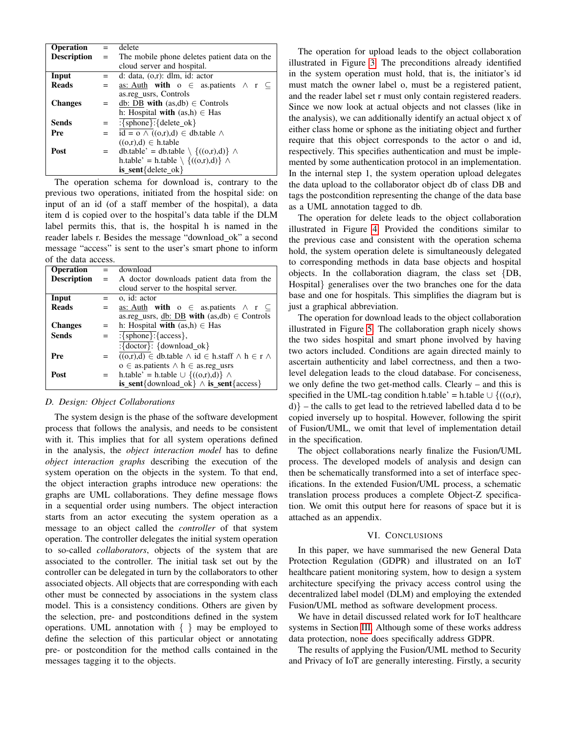| Operation | = | delete |
|---|---|---|
| Description | = | The mobile phone deletes patient data on the cloud server and hospital. |
| Input | = | d: data, (o,r): dlm, id: actor |
| Reads | = | as: Auth with $o \in$ as.patients $\wedge$ $r \subseteq$ as.reg_usrs, Controls |
| Changes | = | db: DB with (as,db) $\in$ Controls<br>h: Hospital with (as,h) $\in$ Has |
| Sends | = | :{sphone}:{delete_ok} |
| Pre | = | id = o $\wedge$ ((o,r),d) $\in$ db.table $\wedge$ ((o,r),d) $\in$ h.table |
| Post | = | db.table' = db.table $\setminus$ {((o,r),d)} $\wedge$<br>h.table' = h.table $\setminus$ {((o,r),d)} $\wedge$<br>**is_sent**{delete_ok} |

The operation schema for download is, contrary to the previous two operations, initiated from the hospital side: on input of an id (of a staff member of the hospital), a data item d is copied over to the hospital's data table if the DLM label permits this, that is, the hospital h is named in the reader labels r. Besides the message "download_ok" a second message "access" is sent to the user's smart phone to inform of the data access.

| Operation | = | download |
|---|---|---|
| Description | = | A doctor downloads patient data from the cloud server to the hospital server. |
| Input | = | o, id: actor |
| Reads | = | as: Auth with $o \in$ as.patients $\wedge$ $r \subseteq$ as.reg_usrs, db: DB with (as,db) $\in$ Controls |
| Changes | = | h: Hospital with (as,h) $\in$ Has |
| Sends | = | :{sphone}:{access},<br>:{doctor}: {download_ok} |
| Pre | = | ((o,r),d) $\in$ db.table $\wedge$ id $\in$ h.staff $\wedge$ h $\in$ r $\wedge$ o $\in$ as.patients $\wedge$ h $\in$ as.reg_usrs |
| Post | = | h.table' = h.table $\cup$ {((o,r),d)} $\wedge$<br>**is_sent**{download_ok} $\wedge$ **is_sent**{access} |

### D. Design: Object Collaborations

The system design is the phase of the software development process that follows the analysis, and needs to be consistent with it. This implies that for all system operations defined in the analysis, the *object interaction model* has to define *object interaction graphs* describing the execution of the system operation on the objects in the system. To that end, the object interaction graphs introduce new operations: the graphs are UML collaborations. They define message flows in a sequential order using numbers. The object interaction starts from an actor executing the system operation as a message to an object called the *controller* of that system operation. The controller delegates the initial system operation to so-called *collaborators*, objects of the system that are associated to the controller. The initial task set out by the controller can be delegated in turn by the collaborators to other associated objects. All objects that are corresponding with each other must be connected by associations in the system class model. This is a consistency conditions. Others are given by the selection, pre- and postconditions defined in the system operations. UML annotation with { } may be employed to define the selection of this particular object or annotating pre- or postcondition for the method calls contained in the messages tagging it to the objects.

The operation for upload leads to the object collaboration illustrated in Figure 3. The preconditions already identified in the system operation must hold, that is, the initiator's id must match the owner label o, must be a registered patient, and the reader label set r must only contain registered readers. Since we now look at actual objects and not classes (like in the analysis), we can additionally identify an actual object x of either class home or sphone as the initiating object and further require that this object corresponds to the actor o and id, respectively. This specifies authentication and must be implemented by some authentication protocol in an implementation. In the internal step 1, the system operation upload delegates the data upload to the collaborator object db of class DB and tags the postcondition representing the change of the data base as a UML annotation tagged to db.

The operation for delete leads to the object collaboration illustrated in Figure 4. Provided the conditions similar to the previous case and consistent with the operation schema hold, the system operation delete is simultaneously delegated to corresponding methods in data base objects and hospital objects. In the collaboration diagram, the class set {DB, Hospital} generalises over the two branches one for the data base and one for hospitals. This simplifies the diagram but is just a graphical abbreviation.

The operation for download leads to the object collaboration illustrated in Figure 5. The collaboration graph nicely shows the two sides hospital and smart phone involved by having two actors included. Conditions are again directed mainly to ascertain authenticity and label correctness, and then a two-level delegation leads to the cloud database. For conciseness, we only define the two get-method calls. Clearly – and this is specified in the UML-tag condition h.table' = h.table $\cup$ {((o,r), d)} – the calls to get lead to the retrieved labelled data d to be copied inversely up to hospital. However, following the spirit of Fusion/UML, we omit that level of implementation detail in the specification.

The object collaborations nearly finalize the Fusion/UML process. The developed models of analysis and design can then be schematically transformed into a set of interface specifications. In the extended Fusion/UML process, a schematic translation process produces a complete Object-Z specification. We omit this output here for reasons of space but it is attached as an appendix.

## VI. Conclusions

In this paper, we have summarised the new General Data Protection Regulation (GDPR) and illustrated on an IoT healthcare patient monitoring system, how to design a system architecture specifying the privacy access control using the decentralized label model (DLM) and employing the extended Fusion/UML method as software development process.

We have in detail discussed related work for IoT healthcare systems in Section III. Although some of these works address data protection, none does specifically address GDPR.

The results of applying the Fusion/UML method to Security and Privacy of IoT are generally interesting. Firstly, a security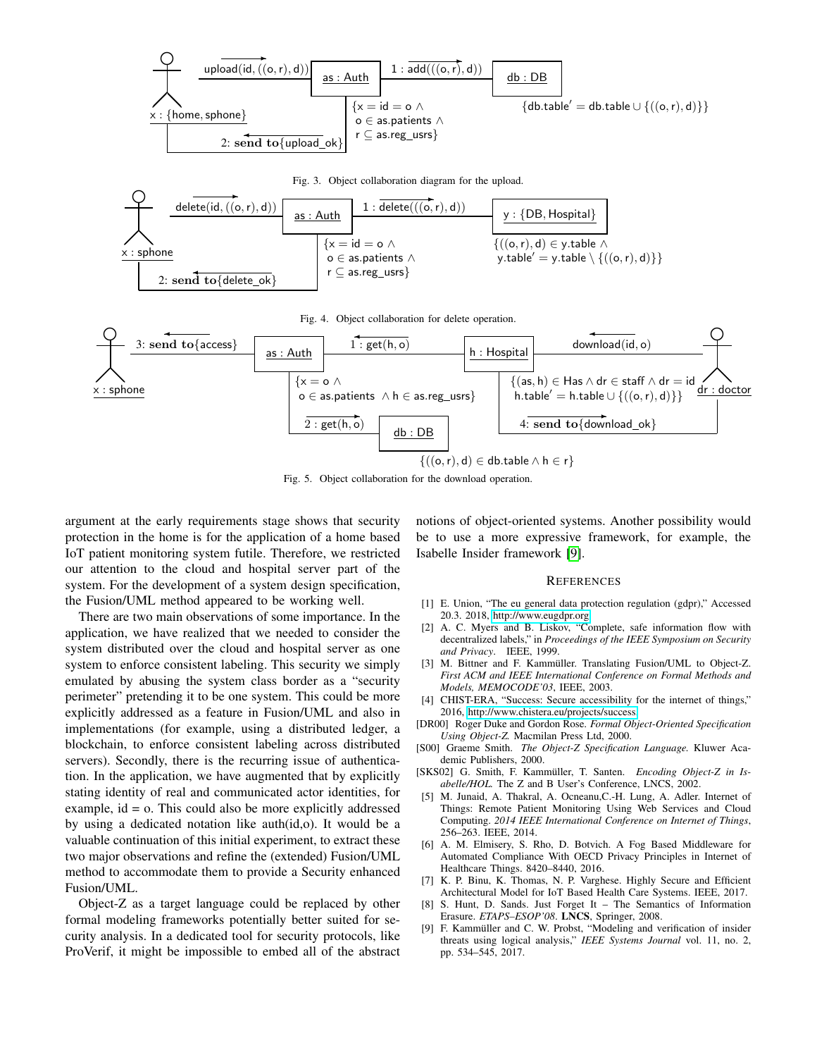Fig. 3. Object collaboration diagram for the upload.

Fig. 4. Object collaboration for delete operation.

Fig. 5. Object collaboration for the download operation.

argument at the early requirements stage shows that security protection in the home is for the application of a home based IoT patient monitoring system futile. Therefore, we restricted our attention to the cloud and hospital server part of the system. For the development of a system design specification, the Fusion/UML method appeared to be working well.

There are two main observations of some importance. In the application, we have realized that we needed to consider the system distributed over the cloud and hospital server as one system to enforce consistent labeling. This security we simply emulated by abusing the system class border as a "security perimeter" pretending it to be one system. This could be more explicitly addressed as a feature in Fusion/UML and also in implementations (for example, using a distributed ledger, a blockchain, to enforce consistent labeling across distributed servers). Secondly, there is the recurring issue of authentication. In the application, we have augmented that by explicitly stating identity of real and communicated actor identities, for example, id = o. This could also be more explicitly addressed by using a dedicated notation like auth(id,o). It would be a valuable continuation of this initial experiment, to extract these two major observations and refine the (extended) Fusion/UML method to accommodate them to provide a Security enhanced Fusion/UML.

Object-Z as a target language could be replaced by other formal modeling frameworks potentially better suited for security analysis. In a dedicated tool for security protocols, like ProVerif, it might be impossible to embed all of the abstract notions of object-oriented systems. Another possibility would be to use a more expressive framework, for example, the Isabelle Insider framework [9].

## References

[1] E. Union, "The eu general data protection regulation (gdpr)," Accessed 20.3. 2018, http://www.eugdpr.org.

[2] A. C. Myers and B. Liskov, "Complete, safe information flow with decentralized labels," in *Proceedings of the IEEE Symposium on Security and Privacy*. IEEE, 1999.

[3] M. Bittner and F. Kammüller. Translating Fusion/UML to Object-Z. *First ACM and IEEE International Conference on Formal Methods and Models, MEMOCODE'03*, IEEE, 2003.

[4] CHIST-ERA, "Success: Secure accessibility for the internet of things," 2016, http://www.chistera.eu/projects/success.

[DR00] Roger Duke and Gordon Rose. *Formal Object-Oriented Specification Using Object-Z.* Macmilan Press Ltd, 2000.

[S00] Graeme Smith. *The Object-Z Specification Language.* Kluwer Academic Publishers, 2000.

[SKS02] G. Smith, F. Kammüller, T. Santen. *Encoding Object-Z in Isabelle/HOL.* The Z and B User's Conference, LNCS, 2002.

[5] M. Junaid, A. Thakral, A. Ocneanu,C.-H. Lung, A. Adler. Internet of Things: Remote Patient Monitoring Using Web Services and Cloud Computing. *2014 IEEE International Conference on Internet of Things*, 256–263. IEEE, 2014.

[6] A. M. Elmisery, S. Rho, D. Botvich. A Fog Based Middleware for Automated Compliance With OECD Privacy Principles in Internet of Healthcare Things. 8420–8440, 2016.

[7] K. P. Binu, K. Thomas, N. P. Varghese. Highly Secure and Efficient Architectural Model for IoT Based Health Care Systems. IEEE, 2017.

[8] S. Hunt, D. Sands. Just Forget It – The Semantics of Information Erasure. *ETAPS–ESOP'08*. **LNCS**, Springer, 2008.

[9] F. Kammüller and C. W. Probst, "Modeling and verification of insider threats using logical analysis," *IEEE Systems Journal* vol. 11, no. 2, pp. 534–545, 2017.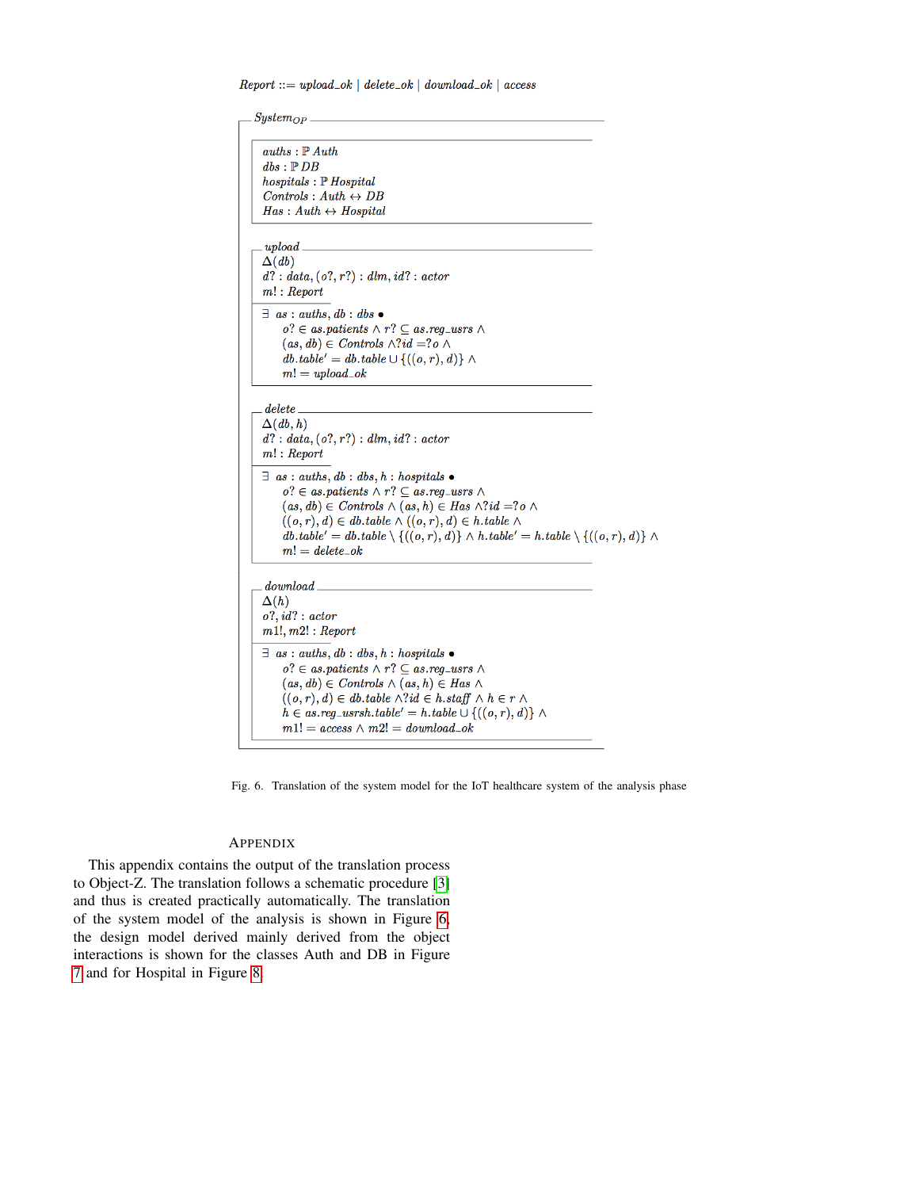$$Report ::= upload\_ok \mid delete\_ok \mid download\_ok \mid access$$

**$System_{OP}$**

$$
\begin{array}{l}
auths : \mathbb{P}\, Auth \\
dbs : \mathbb{P}\, DB \\
hospitals : \mathbb{P}\, Hospital \\
Controls : Auth \leftrightarrow DB \\
Has : Auth \leftrightarrow Hospital
\end{array}
$$

**upload**

$$
\begin{array}{l}
\Delta(db) \\
d? : data, (o?, r?) : dlm, id? : actor \\
m! : Report \\
\hline
\exists\ as : auths, db : dbs \bullet \\
\quad o? \in as.patients \wedge r? \subseteq as.reg\_usrs \wedge \\
\quad (as, db) \in Controls \wedge ?id = ?o \wedge \\
\quad db.table' = db.table \cup \{((o, r), d)\} \wedge \\
\quad m! = upload\_ok
\end{array}
$$

**delete**

$$
\begin{array}{l}
\Delta(db, h) \\
d? : data, (o?, r?) : dlm, id? : actor \\
m! : Report \\
\hline
\exists\ as : auths, db : dbs, h : hospitals \bullet \\
\quad o? \in as.patients \wedge r? \subseteq as.reg\_usrs \wedge \\
\quad (as, db) \in Controls \wedge (as, h) \in Has \wedge ?id = ?o \wedge \\
\quad ((o, r), d) \in db.table \wedge ((o, r), d) \in h.table \wedge \\
\quad db.table' = db.table \setminus \{((o, r), d)\} \wedge h.table' = h.table \setminus \{((o, r), d)\} \wedge \\
\quad m! = delete\_ok
\end{array}
$$

**download**

$$
\begin{array}{l}
\Delta(h) \\
o?, id? : actor \\
m1!, m2! : Report \\
\hline
\exists\ as : auths, db : dbs, h : hospitals \bullet \\
\quad o? \in as.patients \wedge r? \subseteq as.reg\_usrs \wedge \\
\quad (as, db) \in Controls \wedge (as, h) \in Has \wedge \\
\quad ((o, r), d) \in db.table \wedge ?id \in h.staff \wedge h \in r \wedge \\
\quad h \in as.reg\_usrsh.table' = h.table \cup \{((o, r), d)\} \wedge \\
\quad m1! = access \wedge m2! = download\_ok
\end{array}
$$

Fig. 6. Translation of the system model for the IoT healthcare system of the analysis phase

## APPENDIX

This appendix contains the output of the translation process to Object-Z. The translation follows a schematic procedure [3] and thus is created practically automatically. The translation of the system model of the analysis is shown in Figure 6, the design model derived mainly derived from the object interactions is shown for the classes Auth and DB in Figure 7 and for Hospital in Figure 8.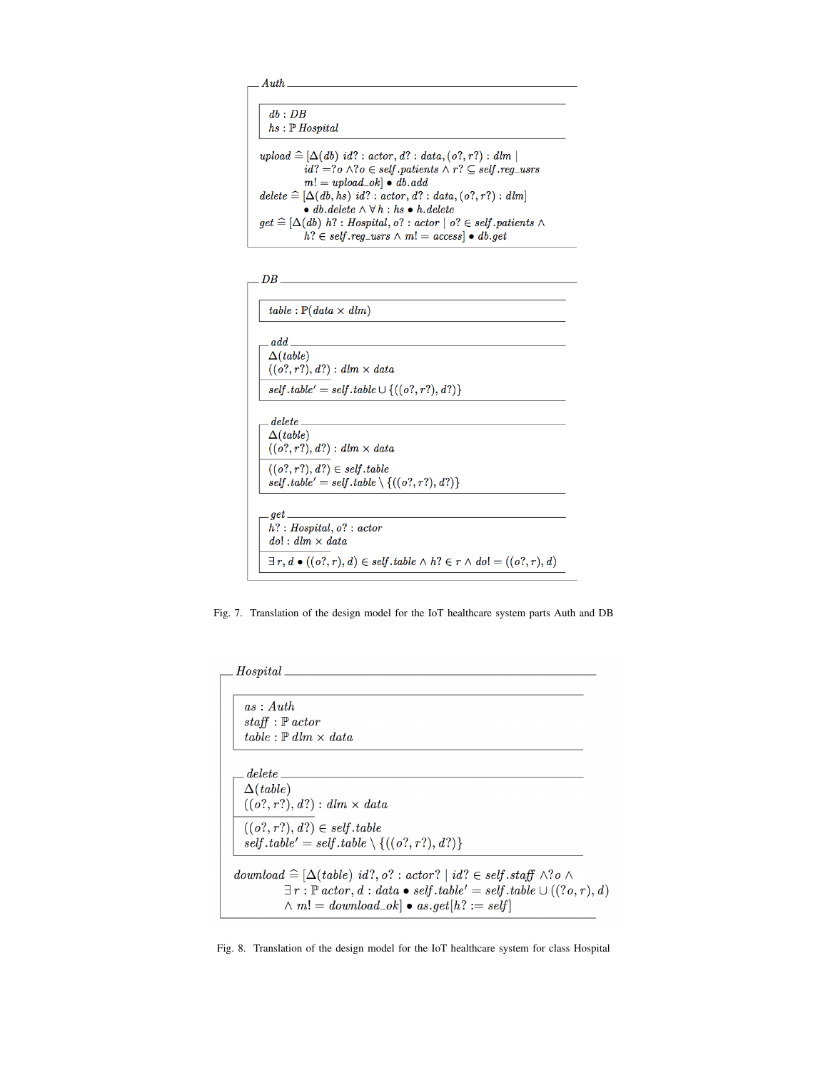**Auth**

$$db : DB$$
$$hs : \mathbb{P}\, Hospital$$

$$
\begin{aligned}
upload \mathrel{\widehat=} [&\Delta(db)\ id? : actor, d? : data, (o?, r?) : dlm \mid \\
& id? = ?o \wedge ?o \in self.patients \wedge r? \subseteq self.reg\_usrs \\
& m! = upload\_ok] \bullet db.add \\
delete \mathrel{\widehat=} [&\Delta(db, hs)\ id? : actor, d? : data, (o?, r?) : dlm] \\
& \bullet\ db.delete \wedge \forall\, h : hs \bullet h.delete \\
get \mathrel{\widehat=} [&\Delta(db)\ h? : Hospital, o? : actor \mid o? \in self.patients \wedge \\
& h? \in self.reg\_usrs \wedge m! = access] \bullet db.get
\end{aligned}
$$

**DB**

$$table : \mathbb{P}(data \times dlm)$$

*add*

$$\Delta(table)$$
$$((o?, r?), d?) : dlm \times data$$

$$self.table' = self.table \cup \{((o?, r?), d?)\}$$

*delete*

$$\Delta(table)$$
$$((o?, r?), d?) : dlm \times data$$

$$((o?, r?), d?) \in self.table$$
$$self.table' = self.table \setminus \{((o?, r?), d?)\}$$

*get*

$$h? : Hospital, o? : actor$$
$$do! : dlm \times data$$

$$\exists\, r, d \bullet ((o?, r), d) \in self.table \wedge h? \in r \wedge do! = ((o?, r), d)$$

Fig. 7. Translation of the design model for the IoT healthcare system parts Auth and DB

**Hospital**

$$as : Auth$$
$$staff : \mathbb{P}\, actor$$
$$table : \mathbb{P}\, dlm \times data$$

*delete*

$$\Delta(table)$$
$$((o?, r?), d?) : dlm \times data$$

$$((o?, r?), d?) \in self.table$$
$$self.table' = self.table \setminus \{((o?, r?), d?)\}$$

$$
\begin{aligned}
download \mathrel{\widehat=} [&\Delta(table)\ id?, o? : actor? \mid id? \in self.staff \wedge ?o \wedge \\
& \exists\, r : \mathbb{P}\, actor, d : data \bullet self.table' = self.table \cup ((?o, r), d) \\
& \wedge\ m! = download\_ok] \bullet as.get[h? := self]
\end{aligned}
$$

Fig. 8. Translation of the design model for the IoT healthcare system for class Hospital